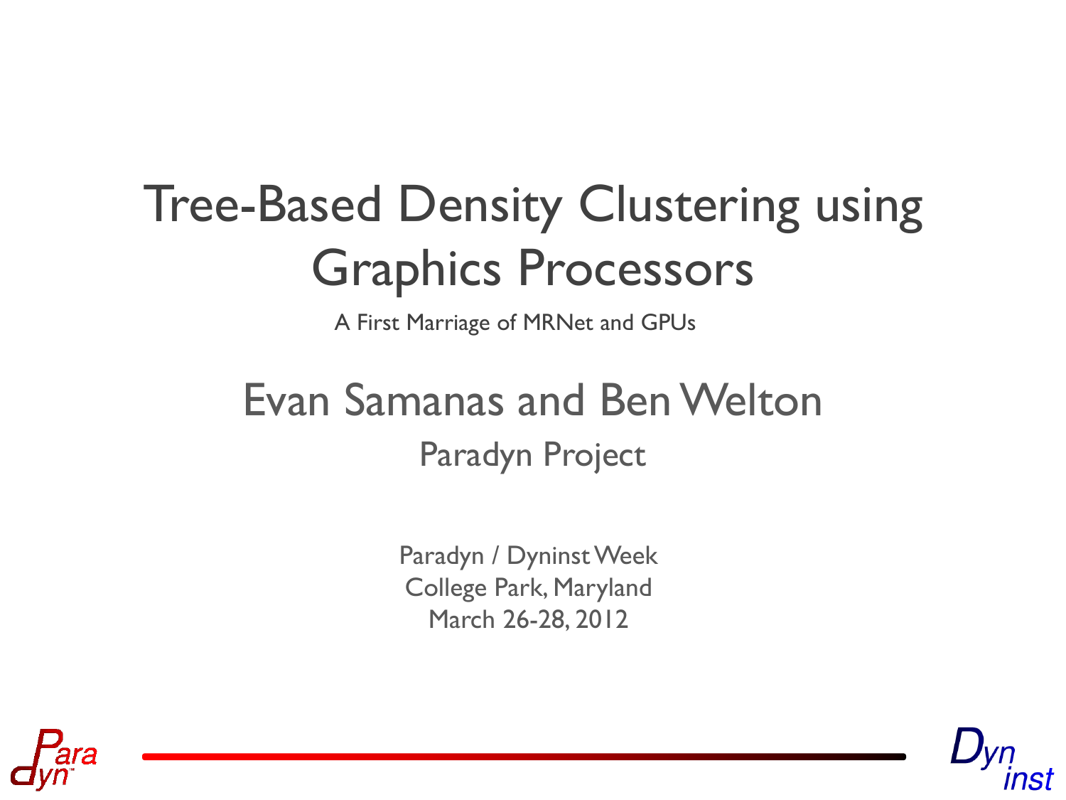# Tree-Based Density Clustering using Graphics Processors

A First Marriage of MRNet and GPUs

## Evan Samanas and Ben Welton

Paradyn Project

Paradyn / Dyninst Week
College Park, Maryland
March 26-28, 2012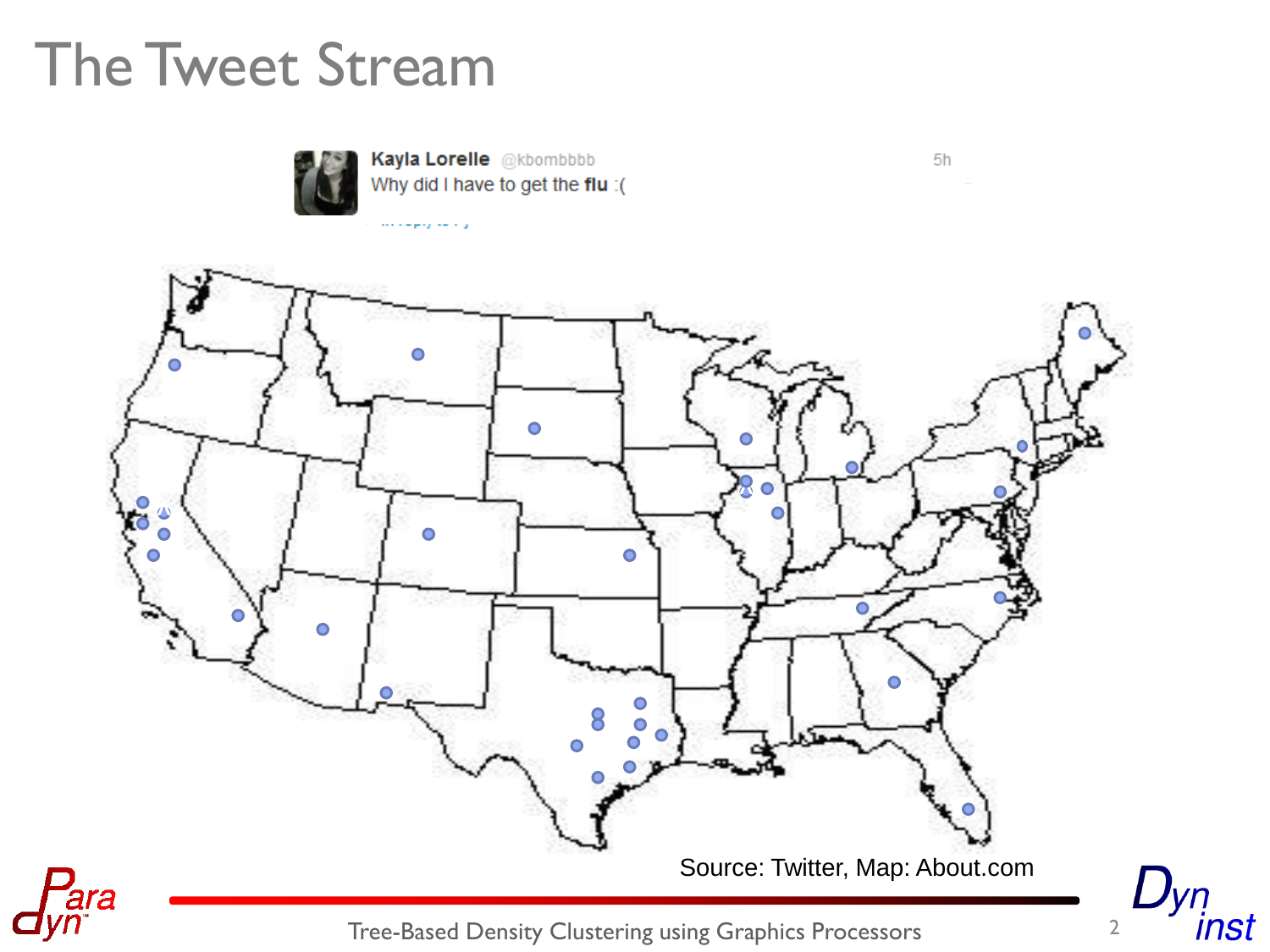# The Tweet Stream

**Kayla Lorelle** @kbombbbb 5h

Why did I have to get the **flu** :(

Source: Twitter, Map: About.com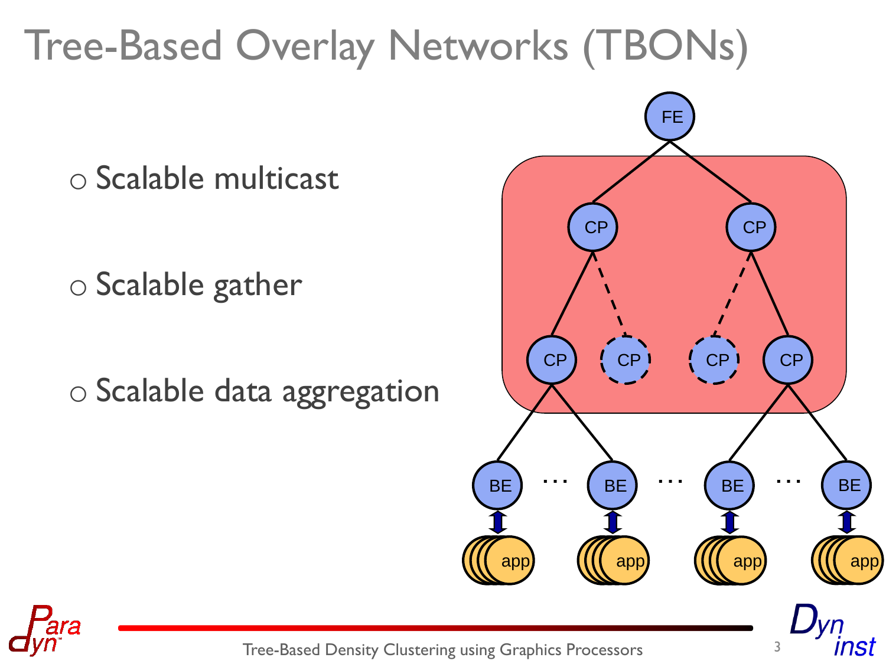# Tree-Based Overlay Networks (TBONs)

- Scalable multicast
- Scalable gather
- Scalable data aggregation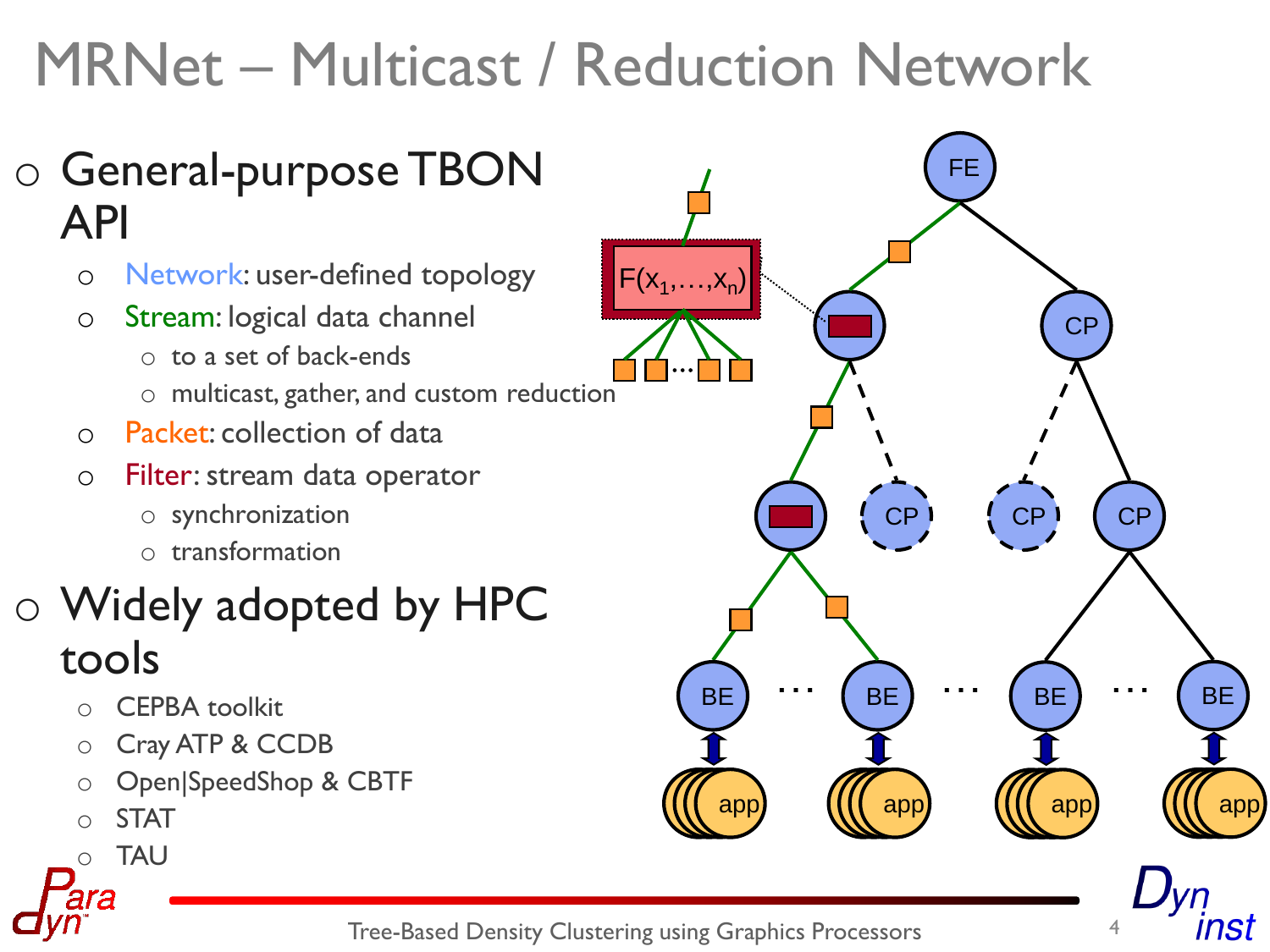# MRNet – Multicast / Reduction Network

- General-purpose TBON API
  - Network: user-defined topology
  - Stream: logical data channel
    - to a set of back-ends
    - multicast, gather, and custom reduction
  - Packet: collection of data
  - Filter: stream data operator
    - synchronization
    - transformation
- Widely adopted by HPC tools
  - CEPBA toolkit
  - Cray ATP & CCDB
  - Open|SpeedShop & CBTF
  - STAT
  - TAU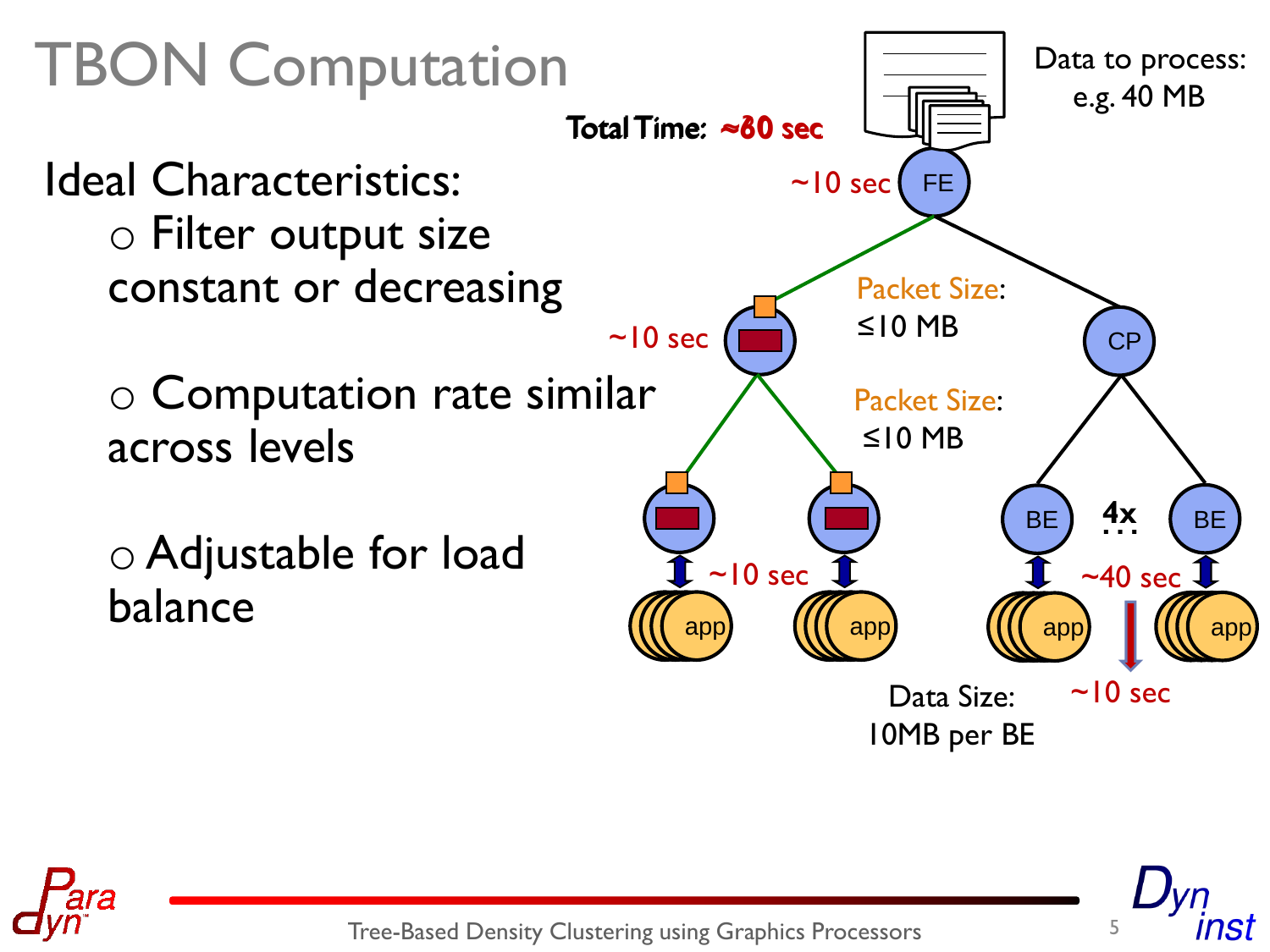# TBON Computation

Ideal Characteristics:

- Filter output size constant or decreasing
- Computation rate similar across levels
- Adjustable for load balance

Total Time: ~80 sec

Data to process: e.g. 40 MB

~10 sec FE

Packet Size: ≤10 MB

~10 sec

CP

Packet Size: ≤10 MB

BE 4x BE

~10 sec

~40 sec

app app app app

Data Size: 10MB per BE

~10 sec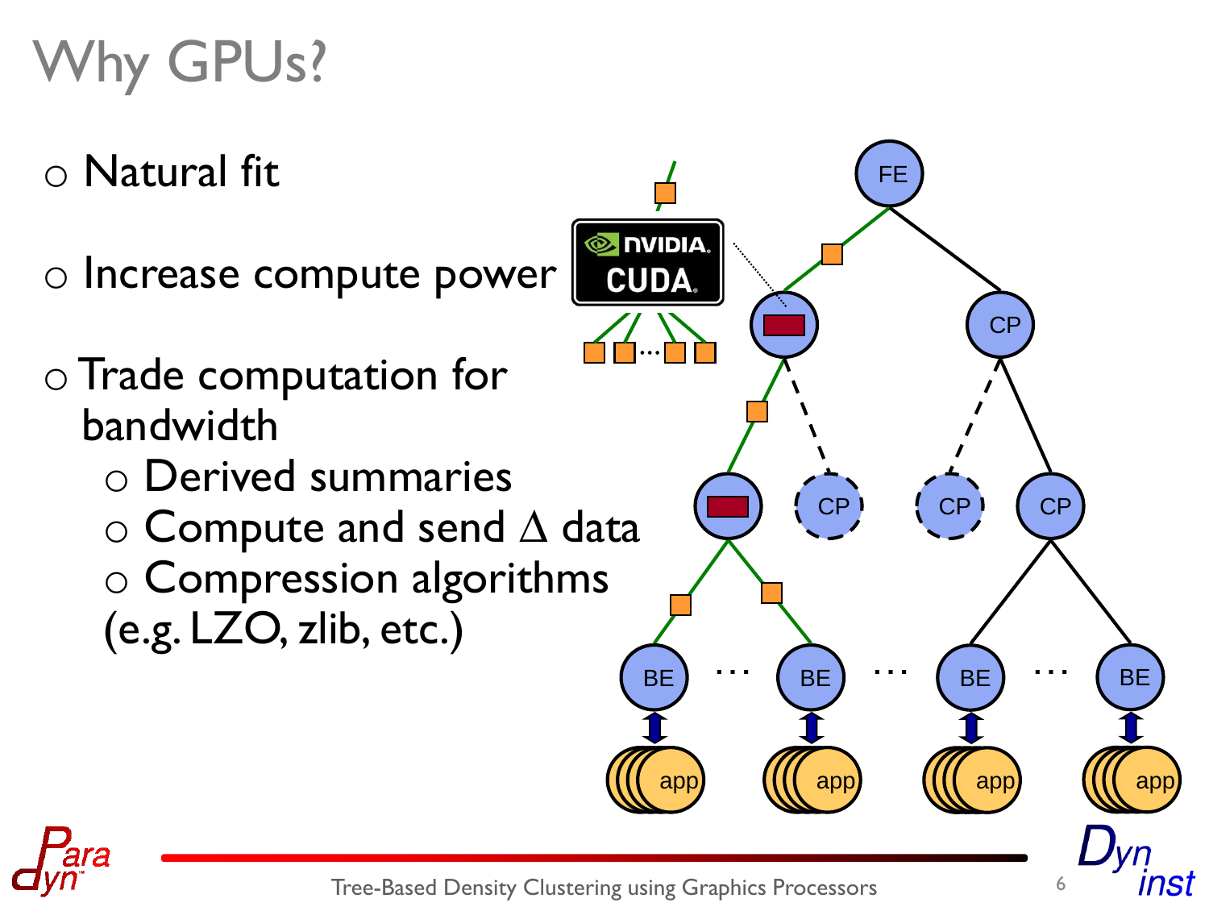# Why GPUs?

- Natural fit
- Increase compute power
- Trade computation for bandwidth
  - Derived summaries
  - Compute and send Δ data
  - Compression algorithms (e.g. LZO, zlib, etc.)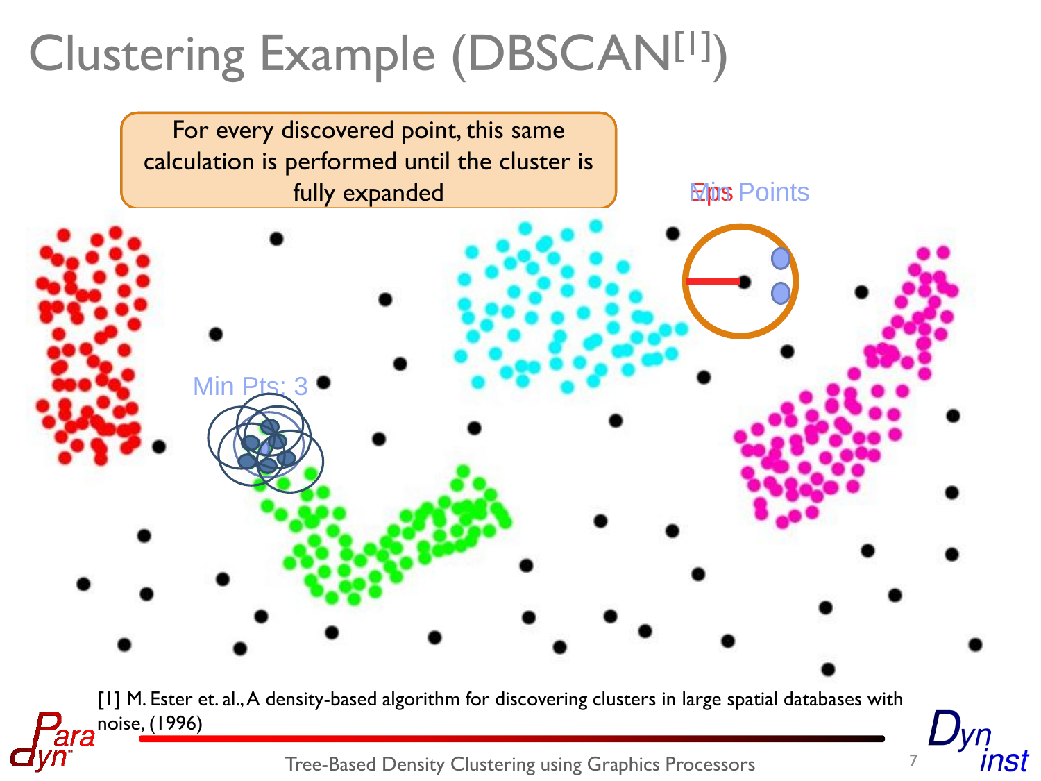# Clustering Example (DBSCAN[1])

For every discovered point, this same calculation is performed until the cluster is fully expanded

Eps Min Points

Min Pts: 3

[1] M. Ester et. al., A density-based algorithm for discovering clusters in large spatial databases with noise, (1996)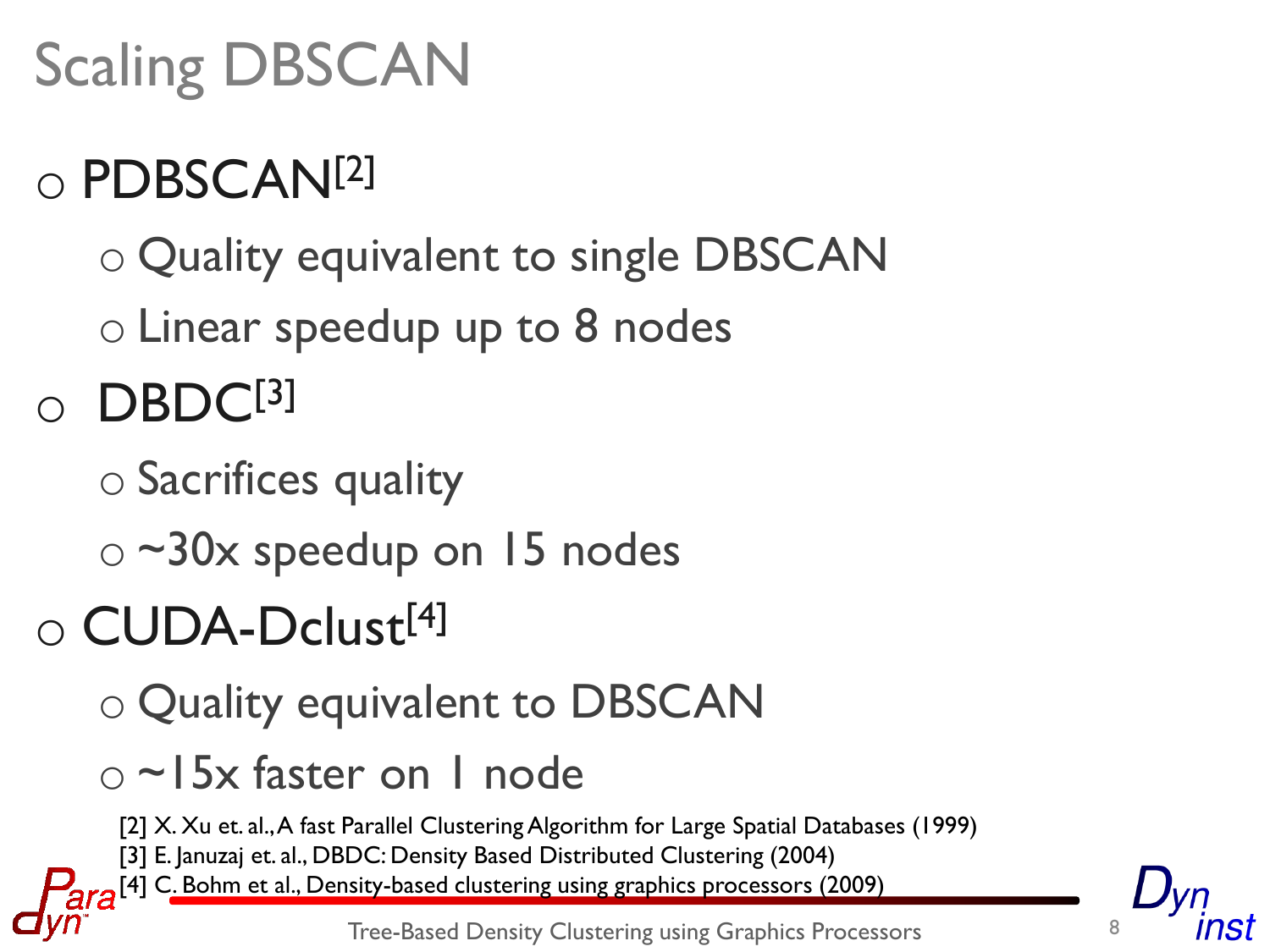# Scaling DBSCAN

- PDBSCAN[2]
  - Quality equivalent to single DBSCAN
  - Linear speedup up to 8 nodes
- DBDC[3]
  - Sacrifices quality
  - ~30x speedup on 15 nodes
- CUDA-Dclust[4]
  - Quality equivalent to DBSCAN
  - ~15x faster on 1 node

[2] X. Xu et. al., A fast Parallel Clustering Algorithm for Large Spatial Databases (1999)
[3] E. Januzaj et. al., DBDC: Density Based Distributed Clustering (2004)
[4] C. Bohm et al., Density-based clustering using graphics processors (2009)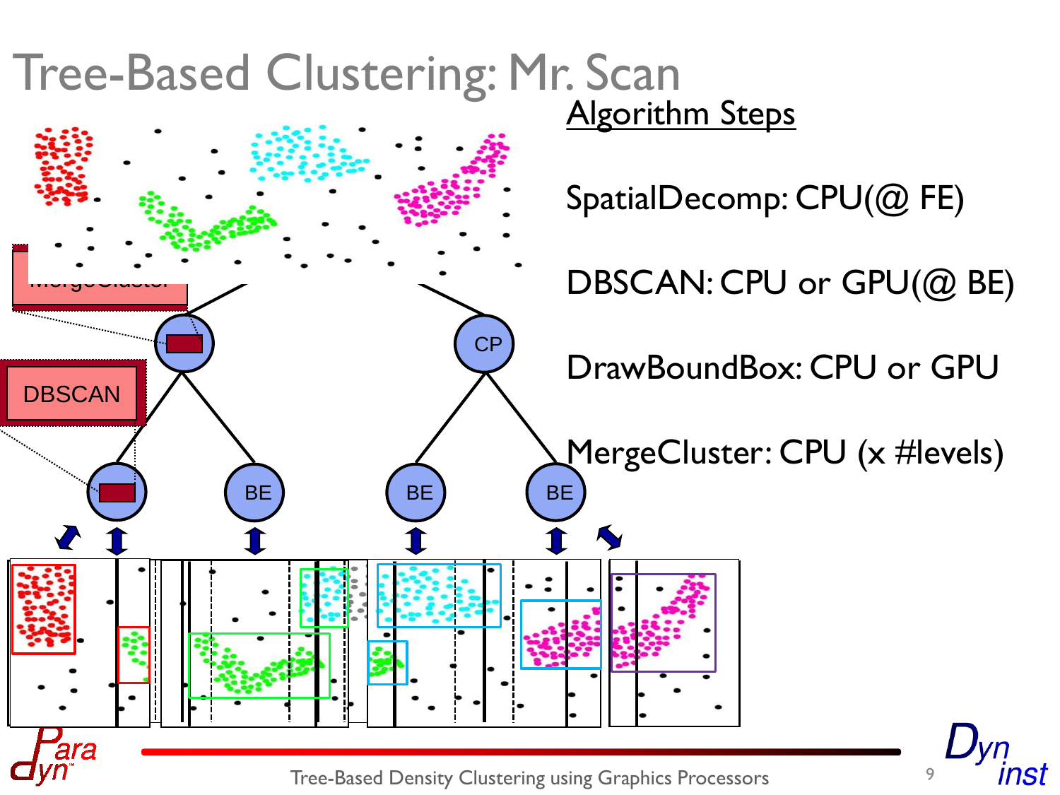# Tree-Based Clustering: Mr. Scan

Algorithm Steps

SpatialDecomp: CPU(@ FE)

DBSCAN: CPU or GPU(@ BE)

DrawBoundBox: CPU or GPU

MergeCluster: CPU (x #levels)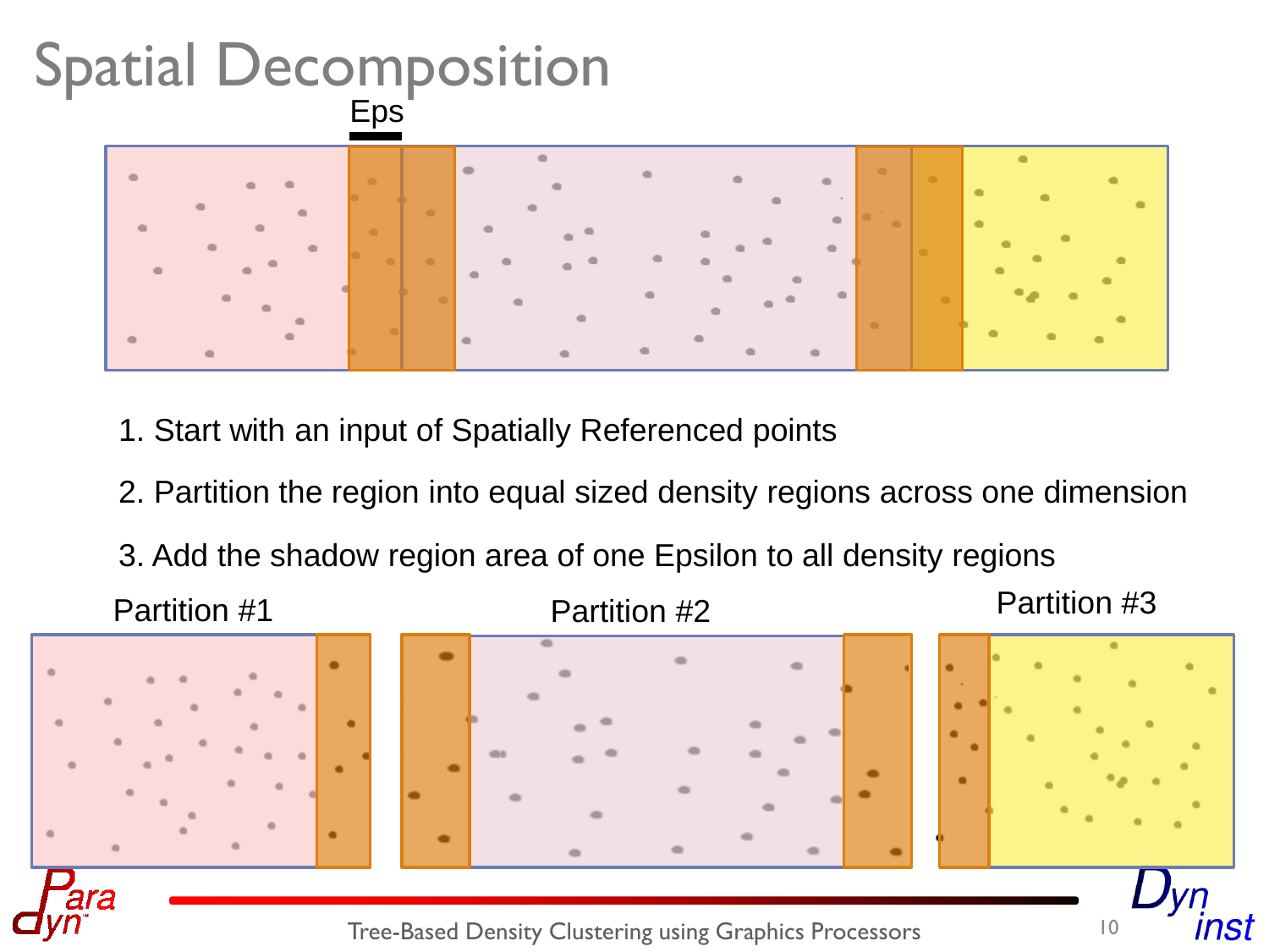# Spatial Decomposition

Eps

1. Start with an input of Spatially Referenced points
2. Partition the region into equal sized density regions across one dimension
3. Add the shadow region area of one Epsilon to all density regions

Partition #1 Partition #2 Partition #3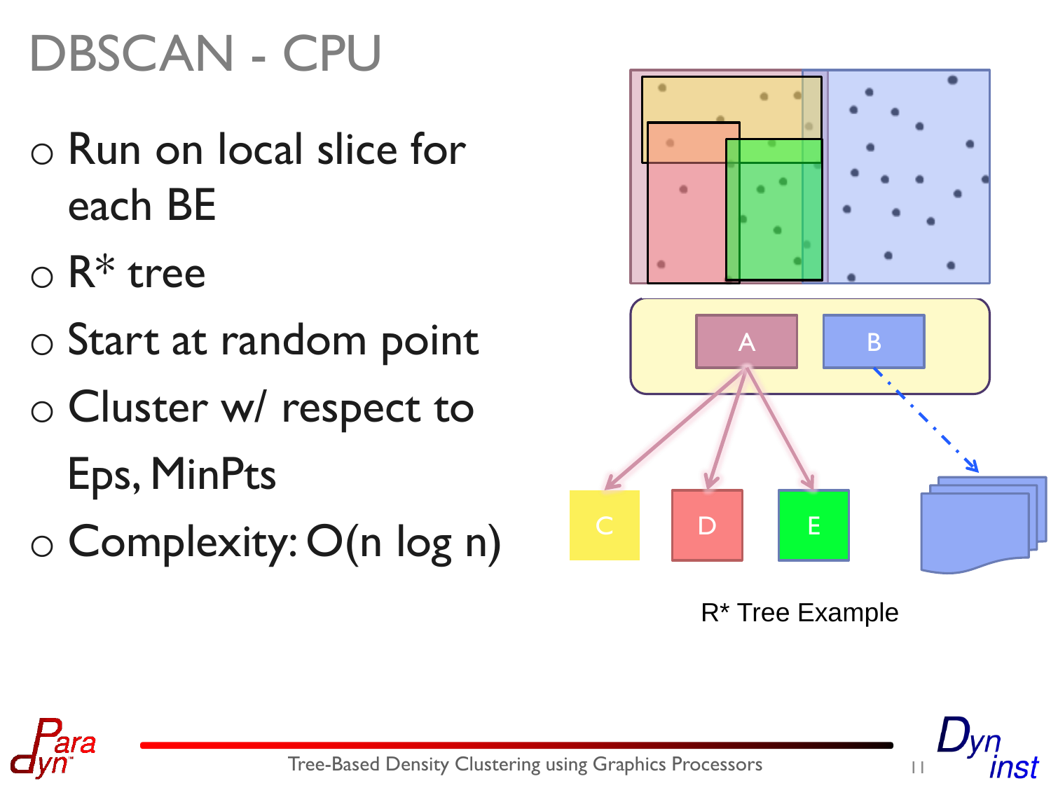# DBSCAN - CPU

- Run on local slice for each BE
- R* tree
- Start at random point
- Cluster w/ respect to Eps, MinPts
- Complexity: O(n log n)

R* Tree Example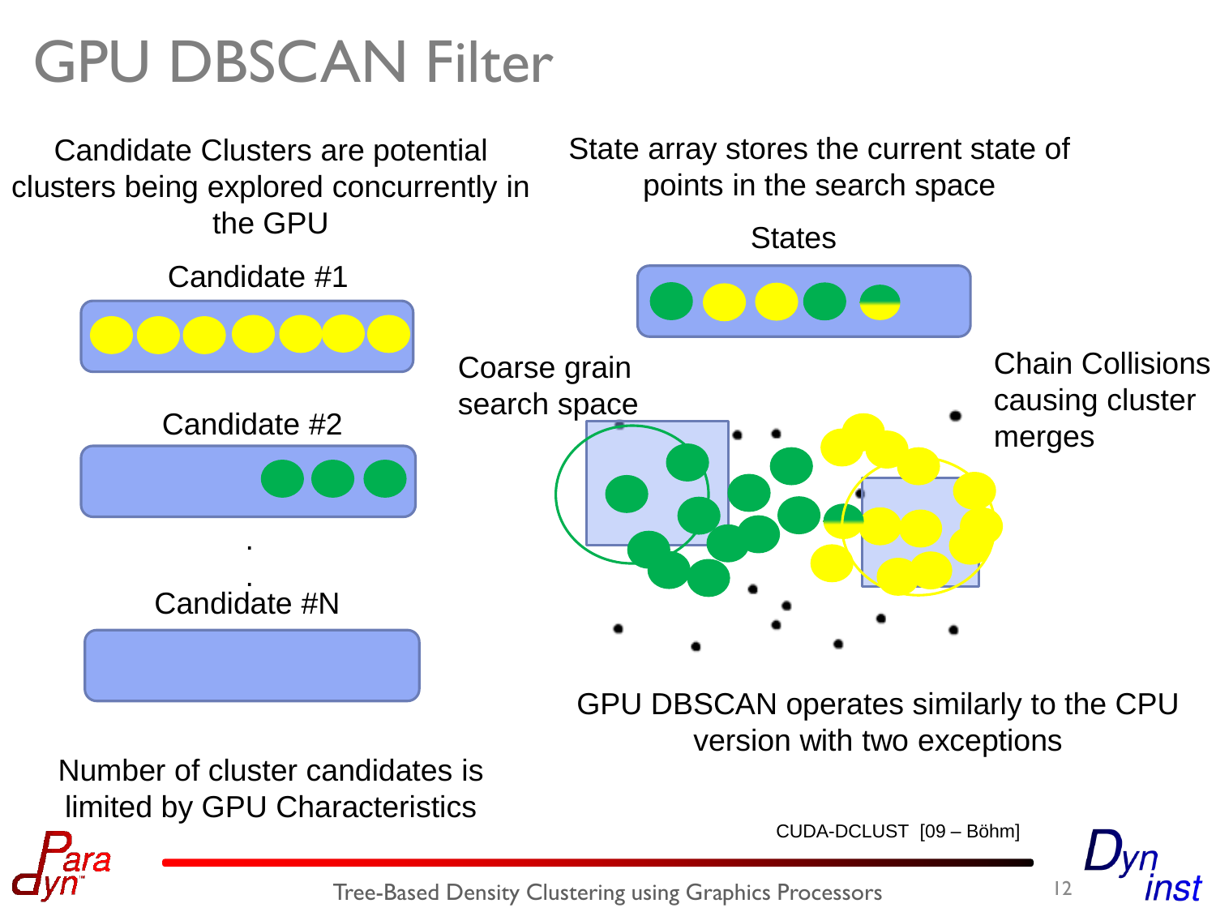# GPU DBSCAN Filter

Candidate Clusters are potential clusters being explored concurrently in the GPU

Candidate #1

Candidate #2

.
.

Candidate #N

Number of cluster candidates is limited by GPU Characteristics

State array stores the current state of points in the search space

States

Coarse grain search space

Chain Collisions causing cluster merges

GPU DBSCAN operates similarly to the CPU version with two exceptions

CUDA-DCLUST [09 – Böhm]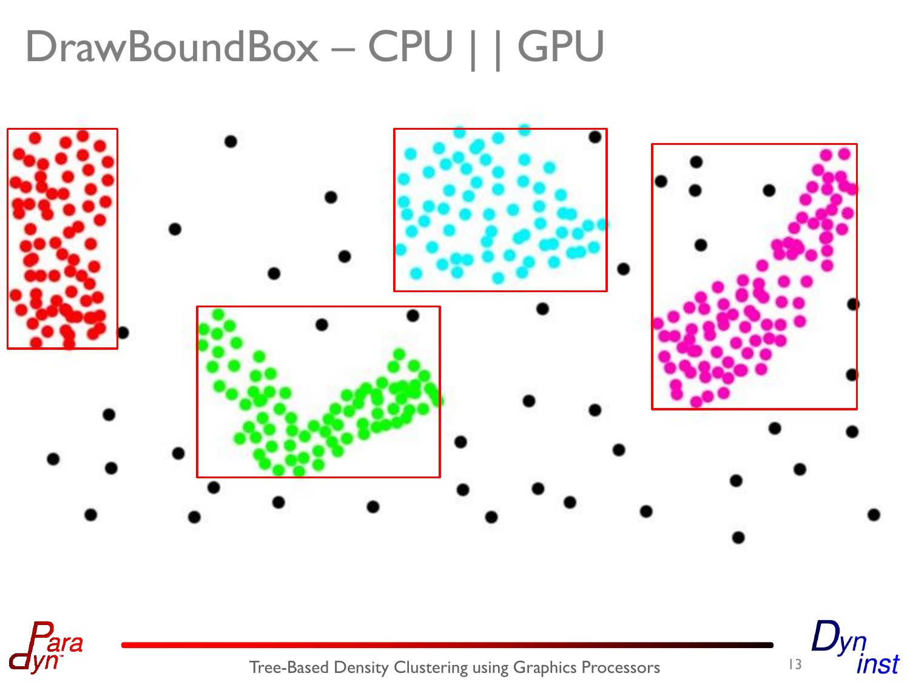# DrawBoundBox – CPU || GPU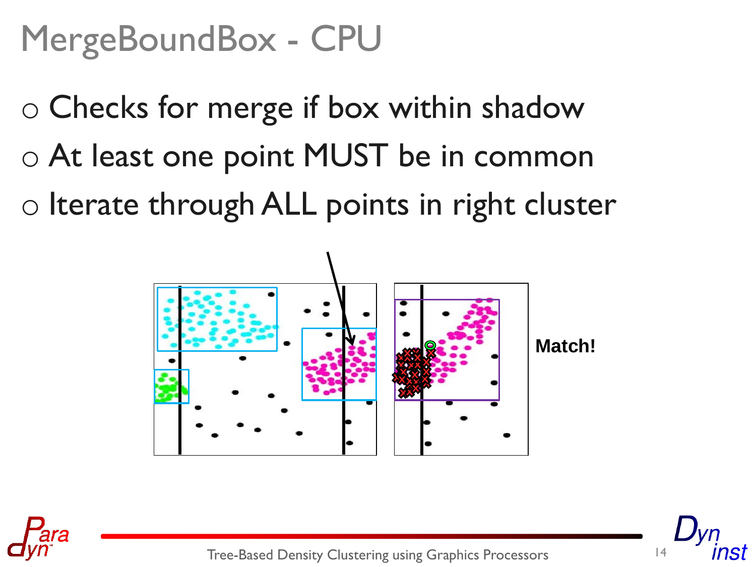# MergeBoundBox - CPU

- Checks for merge if box within shadow
- At least one point MUST be in common
- Iterate through ALL points in right cluster

Match!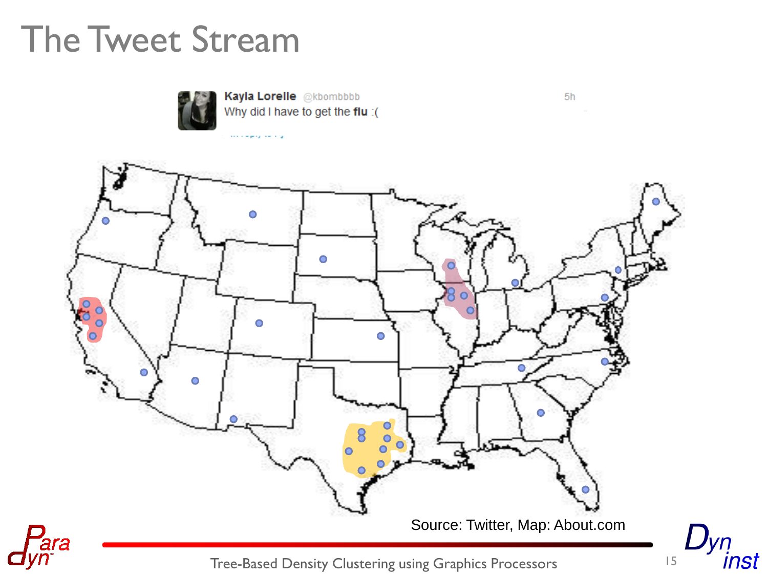# The Tweet Stream

Kayla Lorelle @kbombbbb 5h

Why did I have to get the **flu** :(

Source: Twitter, Map: About.com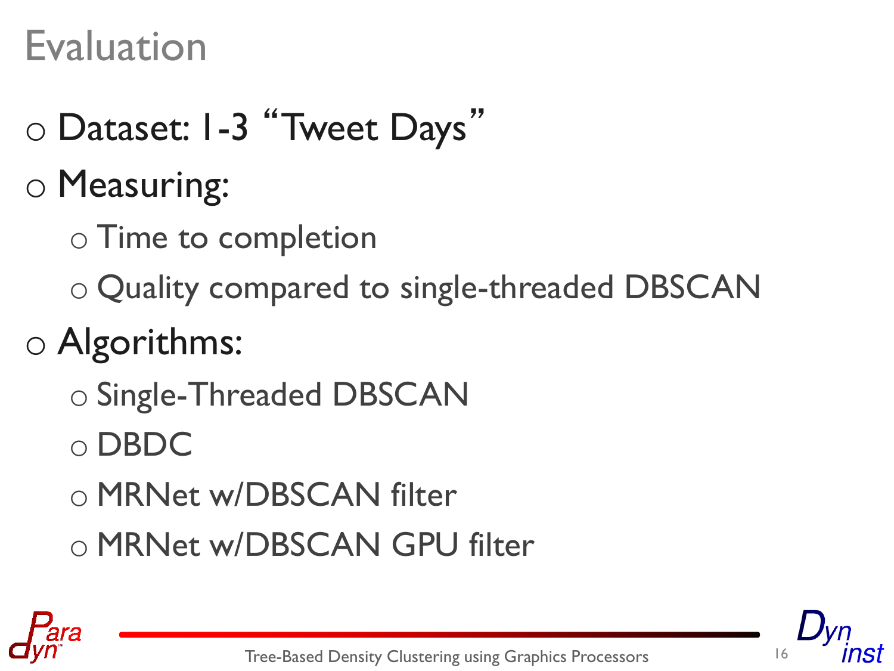# Evaluation

- Dataset: 1-3 "Tweet Days"
- Measuring:
  - Time to completion
  - Quality compared to single-threaded DBSCAN
- Algorithms:
  - Single-Threaded DBSCAN
  - DBDC
  - MRNet w/DBSCAN filter
  - MRNet w/DBSCAN GPU filter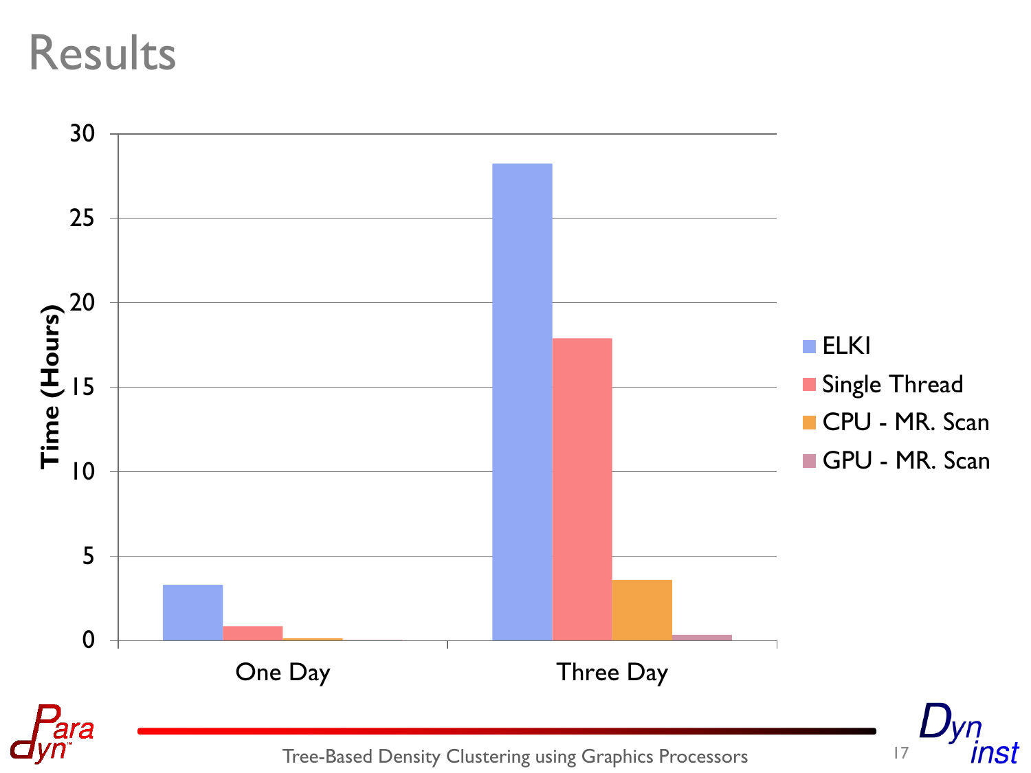# Results

Time (Hours)

| | ELKI | Single Thread | CPU - MR. Scan | GPU - MR. Scan |
|---|---|---|---|---|
| One Day | | | | |
| Three Day | | | | |

Y-axis: 0, 5, 10, 15, 20, 25, 30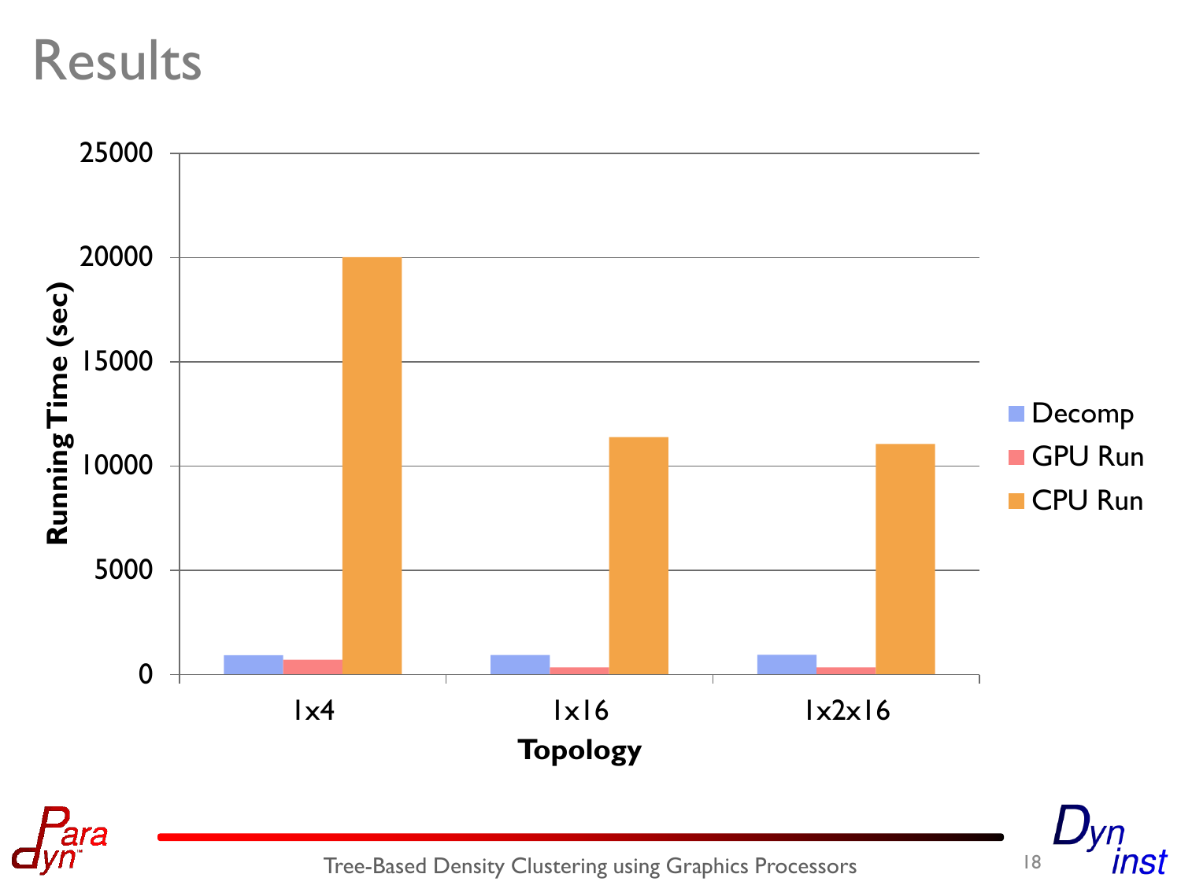# Results

| Topology | Decomp | GPU Run | CPU Run |
|---|---|---|---|
| 1x4 | ~900 | ~700 | ~20000 |
| 1x16 | ~900 | ~300 | ~11400 |
| 1x2x16 | ~900 | ~300 | ~11000 |

Running Time (sec)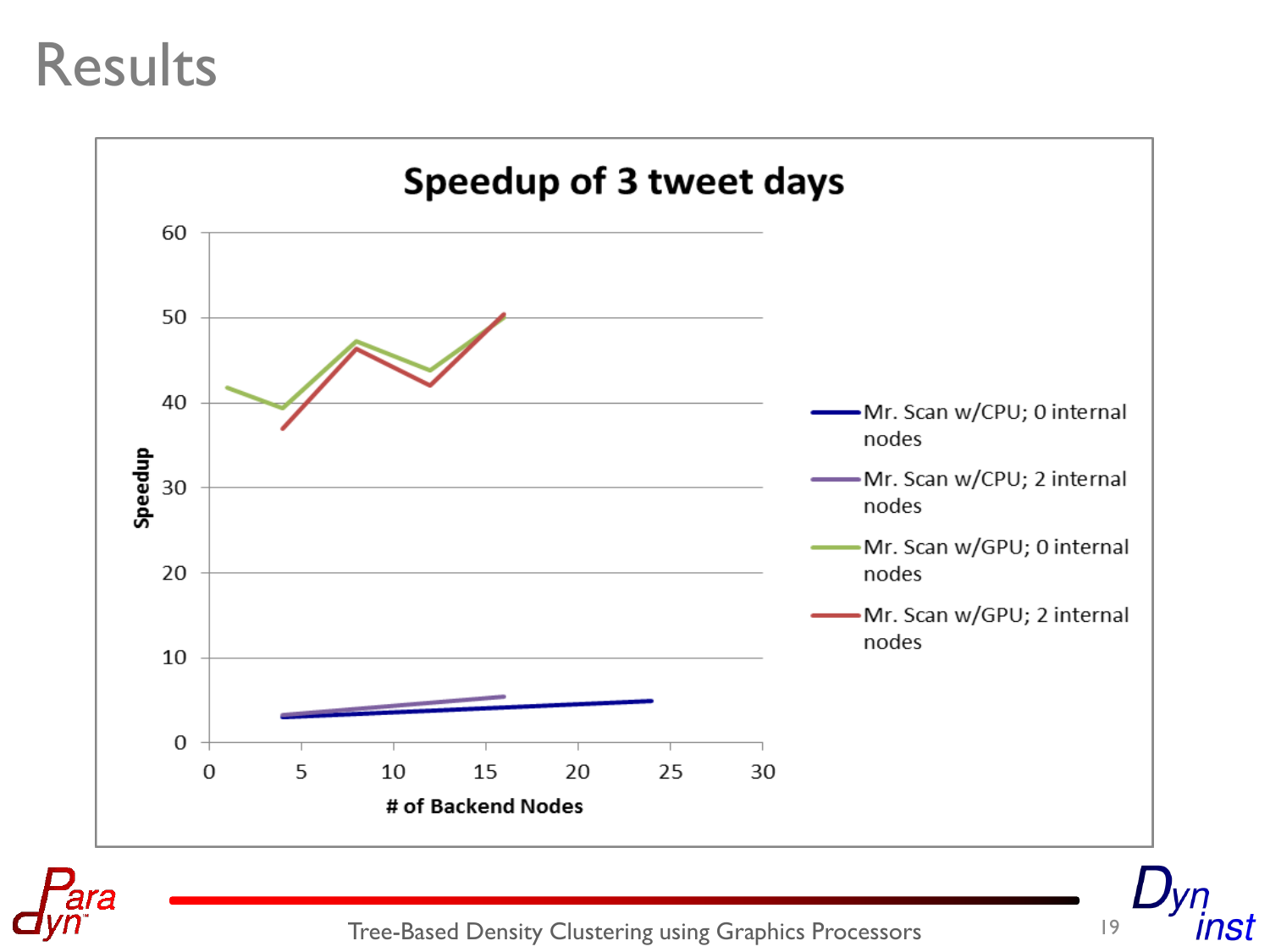# Results

**Speedup of 3 tweet days**

Speedup

# of Backend Nodes

- Mr. Scan w/CPU; 0 internal nodes
- Mr. Scan w/CPU; 2 internal nodes
- Mr. Scan w/GPU; 0 internal nodes
- Mr. Scan w/GPU; 2 internal nodes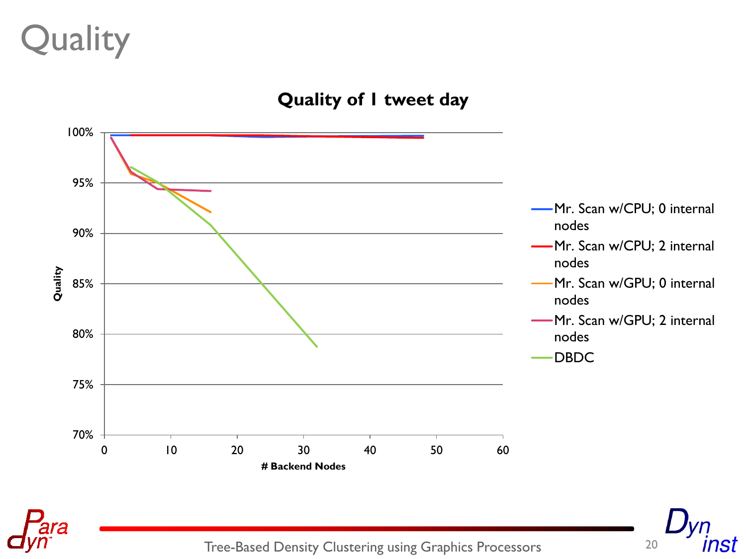# Quality

**Quality of 1 tweet day**

Quality

100%
95%
90%
85%
80%
75%
70%

0 10 20 30 40 50 60

**# Backend Nodes**

- Mr. Scan w/CPU; 0 internal nodes
- Mr. Scan w/CPU; 2 internal nodes
- Mr. Scan w/GPU; 0 internal nodes
- Mr. Scan w/GPU; 2 internal nodes
- DBDC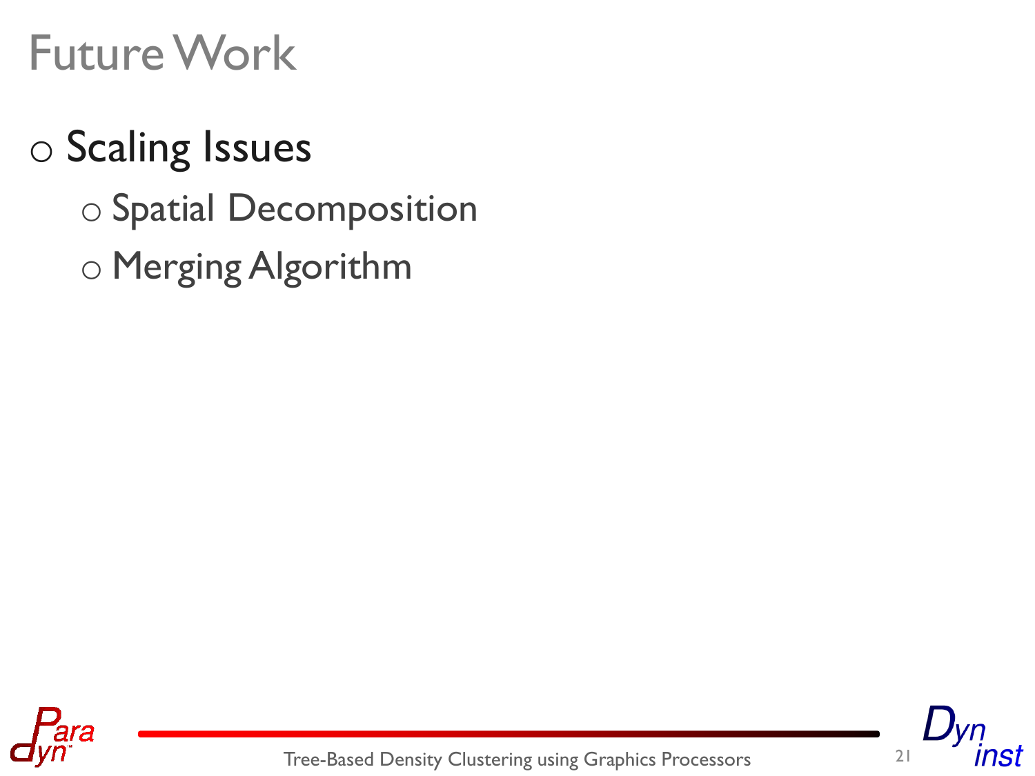# Future Work

- Scaling Issues
  - Spatial Decomposition
  - Merging Algorithm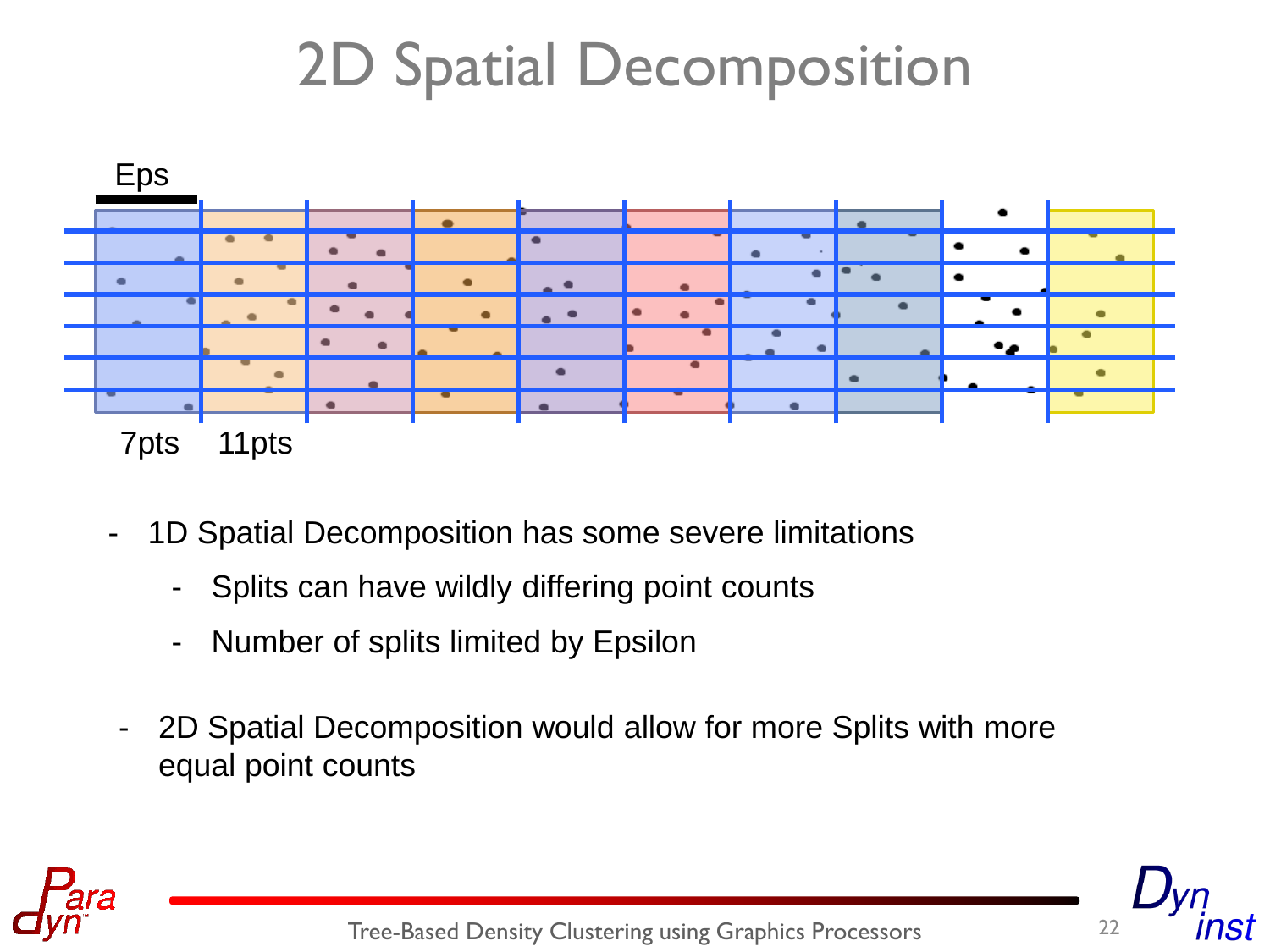# 2D Spatial Decomposition

Eps

7pts 11pts

- 1D Spatial Decomposition has some severe limitations
  - Splits can have wildly differing point counts
  - Number of splits limited by Epsilon
- 2D Spatial Decomposition would allow for more Splits with more equal point counts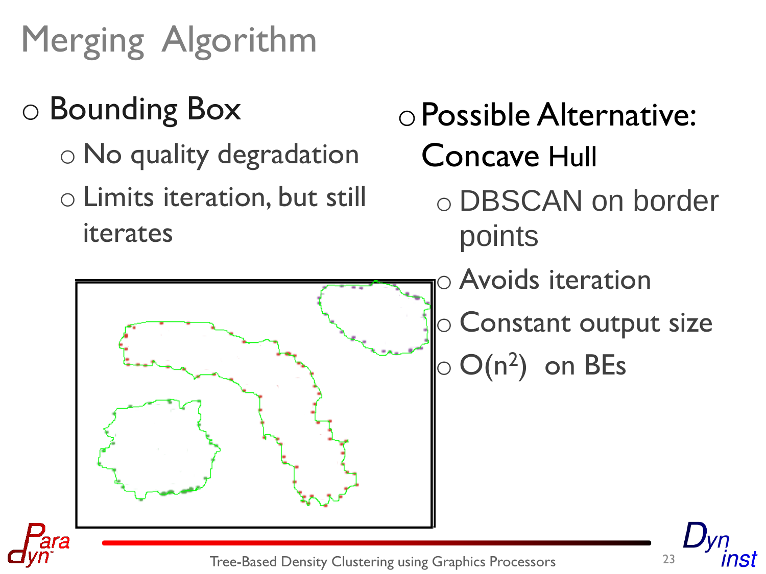# Merging Algorithm

- Bounding Box
  - No quality degradation
  - Limits iteration, but still iterates
- Possible Alternative: Concave Hull
  - DBSCAN on border points
  - Avoids iteration
  - Constant output size
  - $O(n^2)$ on BEs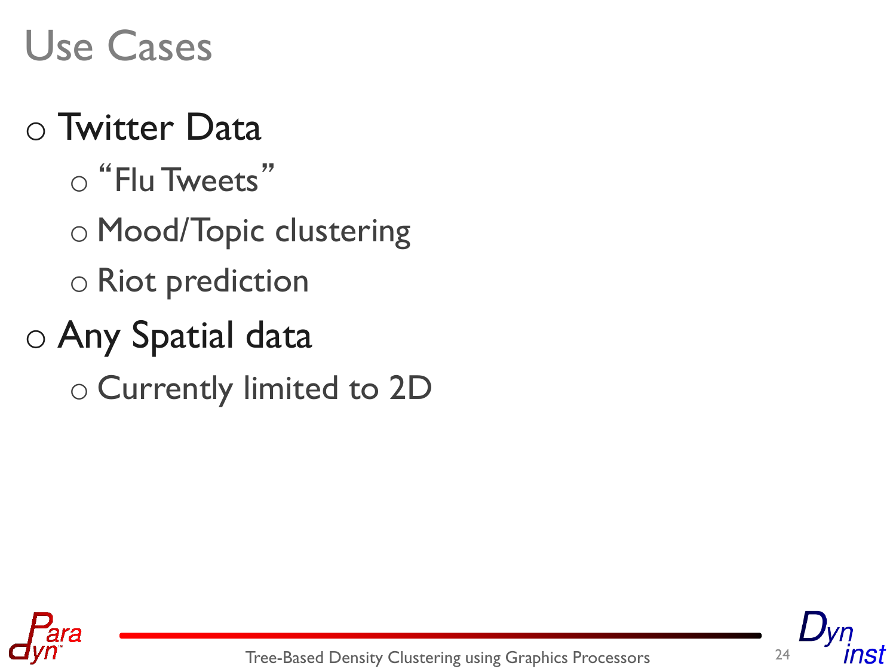# Use Cases

- Twitter Data
  - "Flu Tweets"
  - Mood/Topic clustering
  - Riot prediction
- Any Spatial data
  - Currently limited to 2D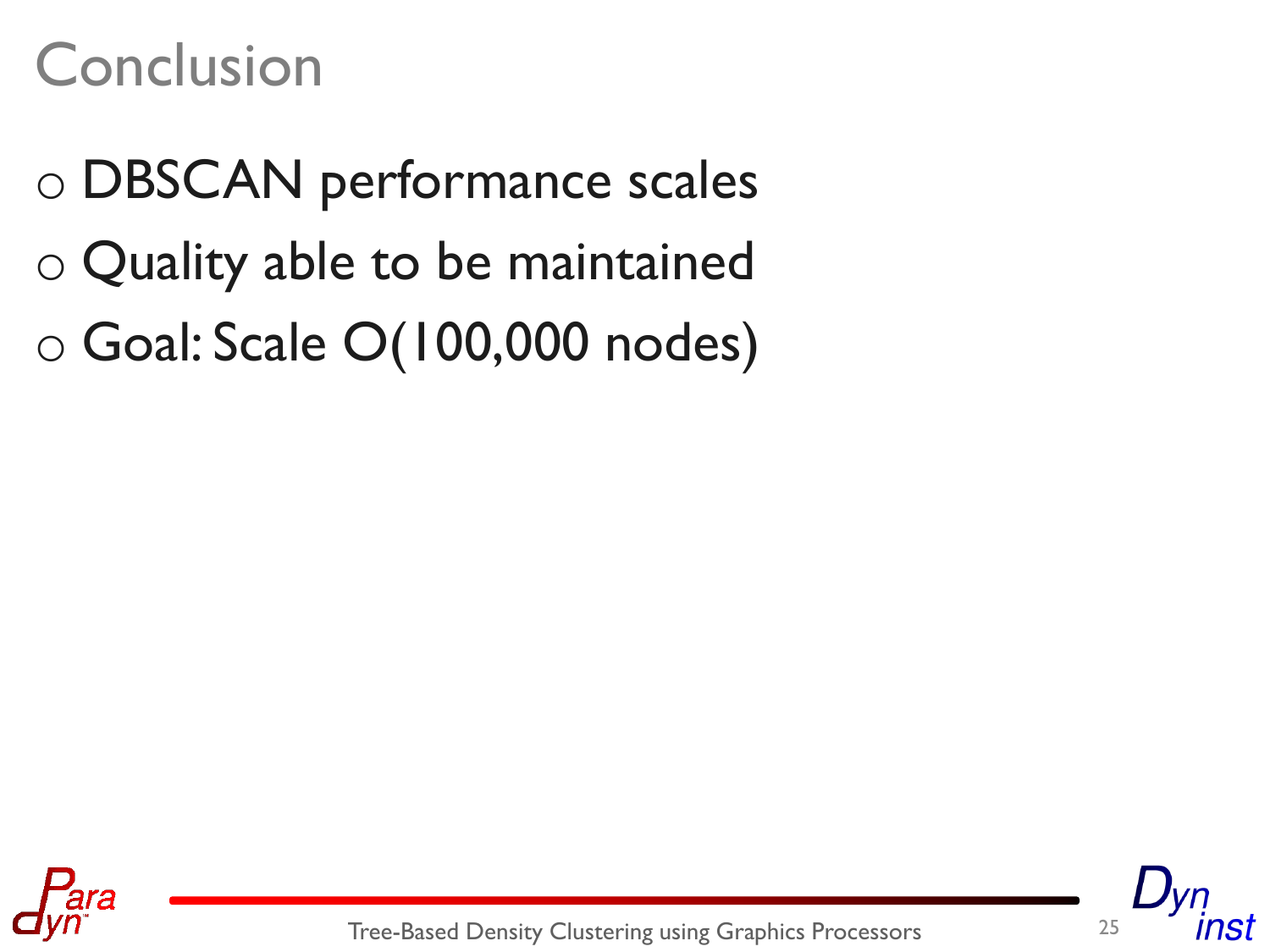# Conclusion

- DBSCAN performance scales
- Quality able to be maintained
- Goal: Scale O(100,000 nodes)